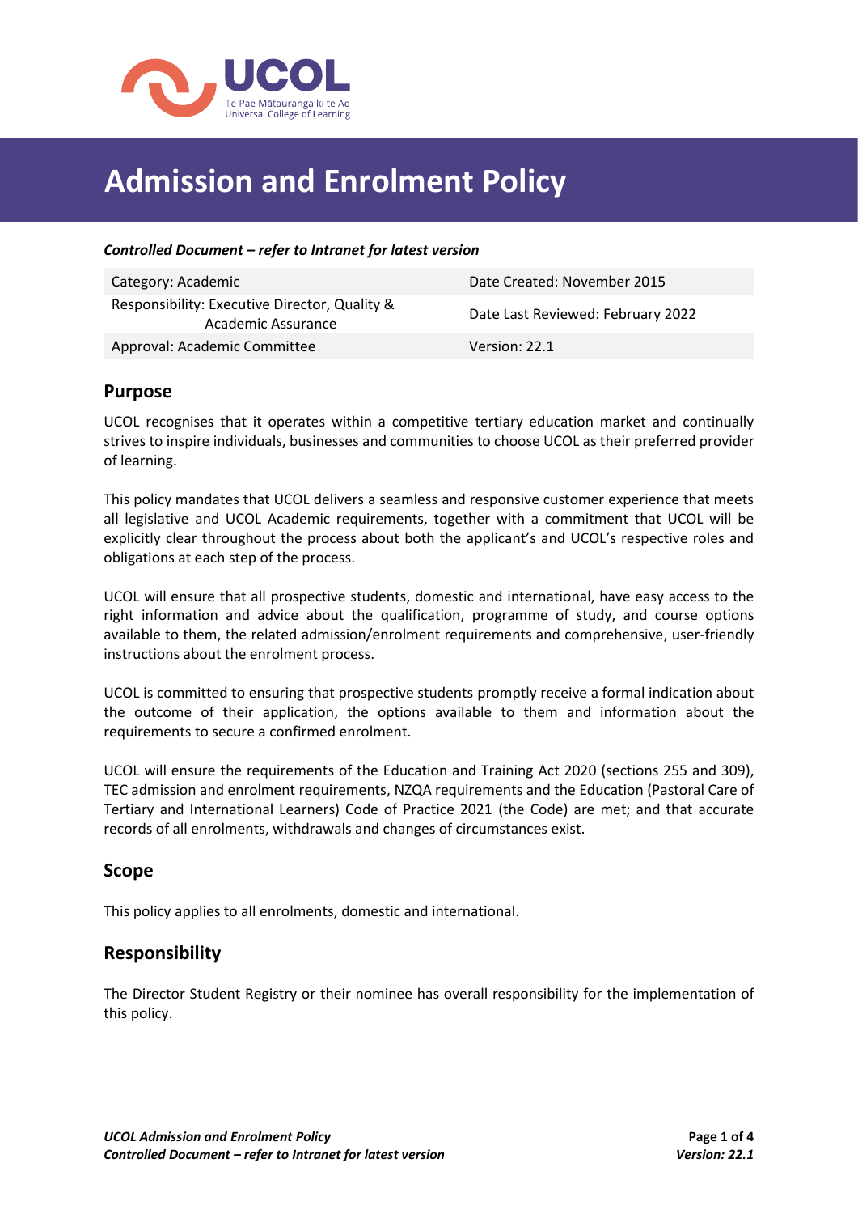# Admission and Enrolment Policy

***Controlled Document – refer to Intranet for latest version***

| Category: Academic | Date Created: November 2015 |
|---|---|
| Responsibility: Executive Director, Quality & Academic Assurance | Date Last Reviewed: February 2022 |
| Approval: Academic Committee | Version: 22.1 |

## Purpose

UCOL recognises that it operates within a competitive tertiary education market and continually strives to inspire individuals, businesses and communities to choose UCOL as their preferred provider of learning.

This policy mandates that UCOL delivers a seamless and responsive customer experience that meets all legislative and UCOL Academic requirements, together with a commitment that UCOL will be explicitly clear throughout the process about both the applicant's and UCOL's respective roles and obligations at each step of the process.

UCOL will ensure that all prospective students, domestic and international, have easy access to the right information and advice about the qualification, programme of study, and course options available to them, the related admission/enrolment requirements and comprehensive, user-friendly instructions about the enrolment process.

UCOL is committed to ensuring that prospective students promptly receive a formal indication about the outcome of their application, the options available to them and information about the requirements to secure a confirmed enrolment.

UCOL will ensure the requirements of the Education and Training Act 2020 (sections 255 and 309), TEC admission and enrolment requirements, NZQA requirements and the Education (Pastoral Care of Tertiary and International Learners) Code of Practice 2021 (the Code) are met; and that accurate records of all enrolments, withdrawals and changes of circumstances exist.

## Scope

This policy applies to all enrolments, domestic and international.

## Responsibility

The Director Student Registry or their nominee has overall responsibility for the implementation of this policy.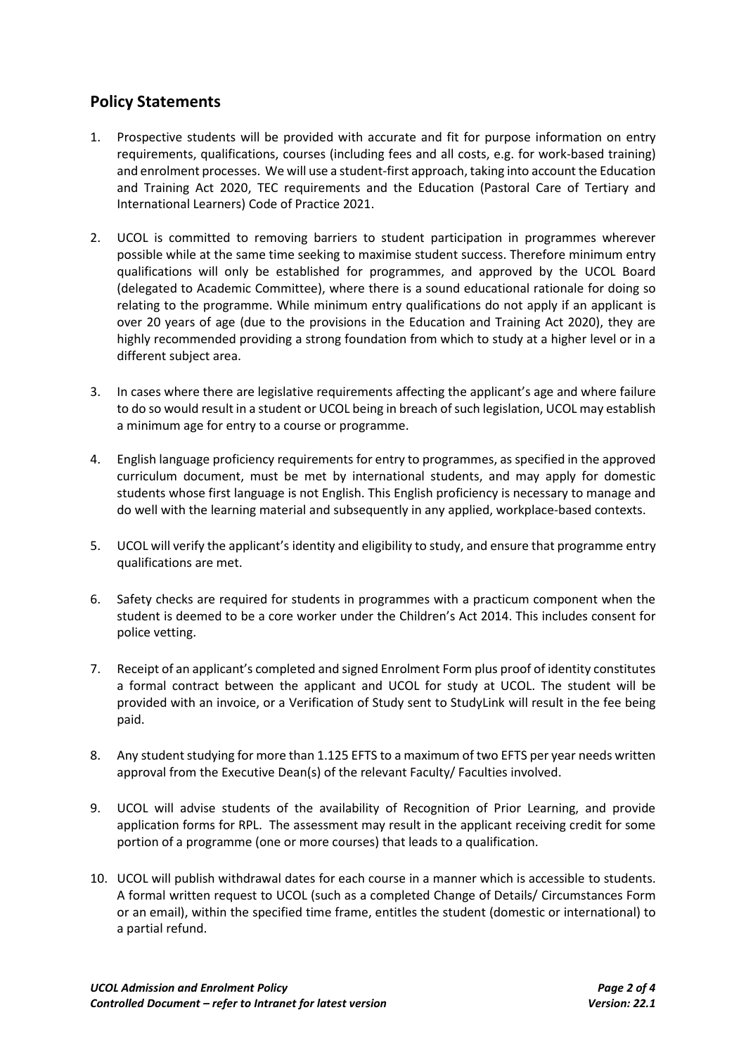## Policy Statements

1. Prospective students will be provided with accurate and fit for purpose information on entry requirements, qualifications, courses (including fees and all costs, e.g. for work-based training) and enrolment processes. We will use a student-first approach, taking into account the Education and Training Act 2020, TEC requirements and the Education (Pastoral Care of Tertiary and International Learners) Code of Practice 2021.

2. UCOL is committed to removing barriers to student participation in programmes wherever possible while at the same time seeking to maximise student success. Therefore minimum entry qualifications will only be established for programmes, and approved by the UCOL Board (delegated to Academic Committee), where there is a sound educational rationale for doing so relating to the programme. While minimum entry qualifications do not apply if an applicant is over 20 years of age (due to the provisions in the Education and Training Act 2020), they are highly recommended providing a strong foundation from which to study at a higher level or in a different subject area.

3. In cases where there are legislative requirements affecting the applicant's age and where failure to do so would result in a student or UCOL being in breach of such legislation, UCOL may establish a minimum age for entry to a course or programme.

4. English language proficiency requirements for entry to programmes, as specified in the approved curriculum document, must be met by international students, and may apply for domestic students whose first language is not English. This English proficiency is necessary to manage and do well with the learning material and subsequently in any applied, workplace-based contexts.

5. UCOL will verify the applicant's identity and eligibility to study, and ensure that programme entry qualifications are met.

6. Safety checks are required for students in programmes with a practicum component when the student is deemed to be a core worker under the Children's Act 2014. This includes consent for police vetting.

7. Receipt of an applicant's completed and signed Enrolment Form plus proof of identity constitutes a formal contract between the applicant and UCOL for study at UCOL. The student will be provided with an invoice, or a Verification of Study sent to StudyLink will result in the fee being paid.

8. Any student studying for more than 1.125 EFTS to a maximum of two EFTS per year needs written approval from the Executive Dean(s) of the relevant Faculty/ Faculties involved.

9. UCOL will advise students of the availability of Recognition of Prior Learning, and provide application forms for RPL. The assessment may result in the applicant receiving credit for some portion of a programme (one or more courses) that leads to a qualification.

10. UCOL will publish withdrawal dates for each course in a manner which is accessible to students. A formal written request to UCOL (such as a completed Change of Details/ Circumstances Form or an email), within the specified time frame, entitles the student (domestic or international) to a partial refund.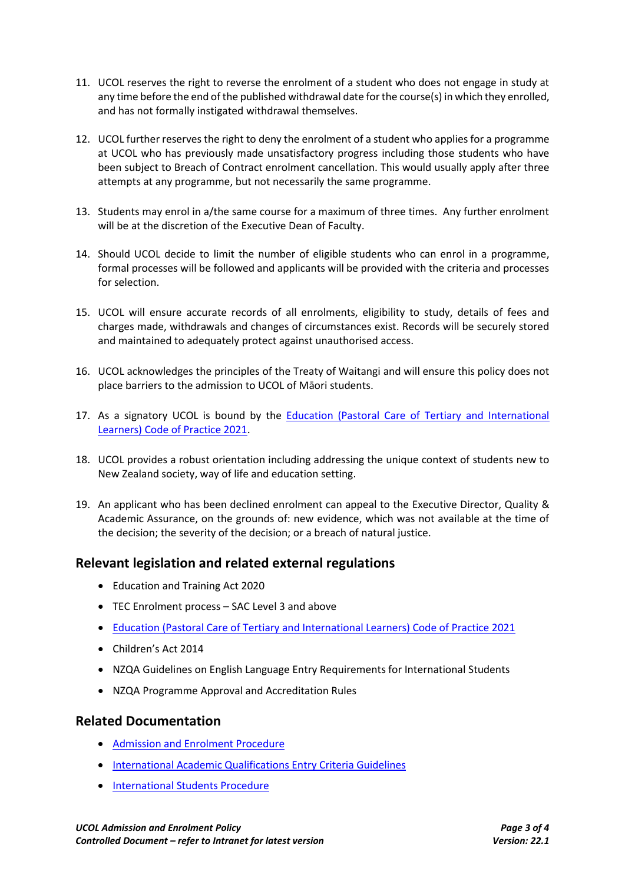11. UCOL reserves the right to reverse the enrolment of a student who does not engage in study at any time before the end of the published withdrawal date for the course(s) in which they enrolled, and has not formally instigated withdrawal themselves.

12. UCOL further reserves the right to deny the enrolment of a student who applies for a programme at UCOL who has previously made unsatisfactory progress including those students who have been subject to Breach of Contract enrolment cancellation. This would usually apply after three attempts at any programme, but not necessarily the same programme.

13. Students may enrol in a/the same course for a maximum of three times. Any further enrolment will be at the discretion of the Executive Dean of Faculty.

14. Should UCOL decide to limit the number of eligible students who can enrol in a programme, formal processes will be followed and applicants will be provided with the criteria and processes for selection.

15. UCOL will ensure accurate records of all enrolments, eligibility to study, details of fees and charges made, withdrawals and changes of circumstances exist. Records will be securely stored and maintained to adequately protect against unauthorised access.

16. UCOL acknowledges the principles of the Treaty of Waitangi and will ensure this policy does not place barriers to the admission to UCOL of Māori students.

17. As a signatory UCOL is bound by the Education (Pastoral Care of Tertiary and International Learners) Code of Practice 2021.

18. UCOL provides a robust orientation including addressing the unique context of students new to New Zealand society, way of life and education setting.

19. An applicant who has been declined enrolment can appeal to the Executive Director, Quality & Academic Assurance, on the grounds of: new evidence, which was not available at the time of the decision; the severity of the decision; or a breach of natural justice.

## Relevant legislation and related external regulations

- Education and Training Act 2020
- TEC Enrolment process – SAC Level 3 and above
- Education (Pastoral Care of Tertiary and International Learners) Code of Practice 2021
- Children's Act 2014
- NZQA Guidelines on English Language Entry Requirements for International Students
- NZQA Programme Approval and Accreditation Rules

## Related Documentation

- Admission and Enrolment Procedure
- International Academic Qualifications Entry Criteria Guidelines
- International Students Procedure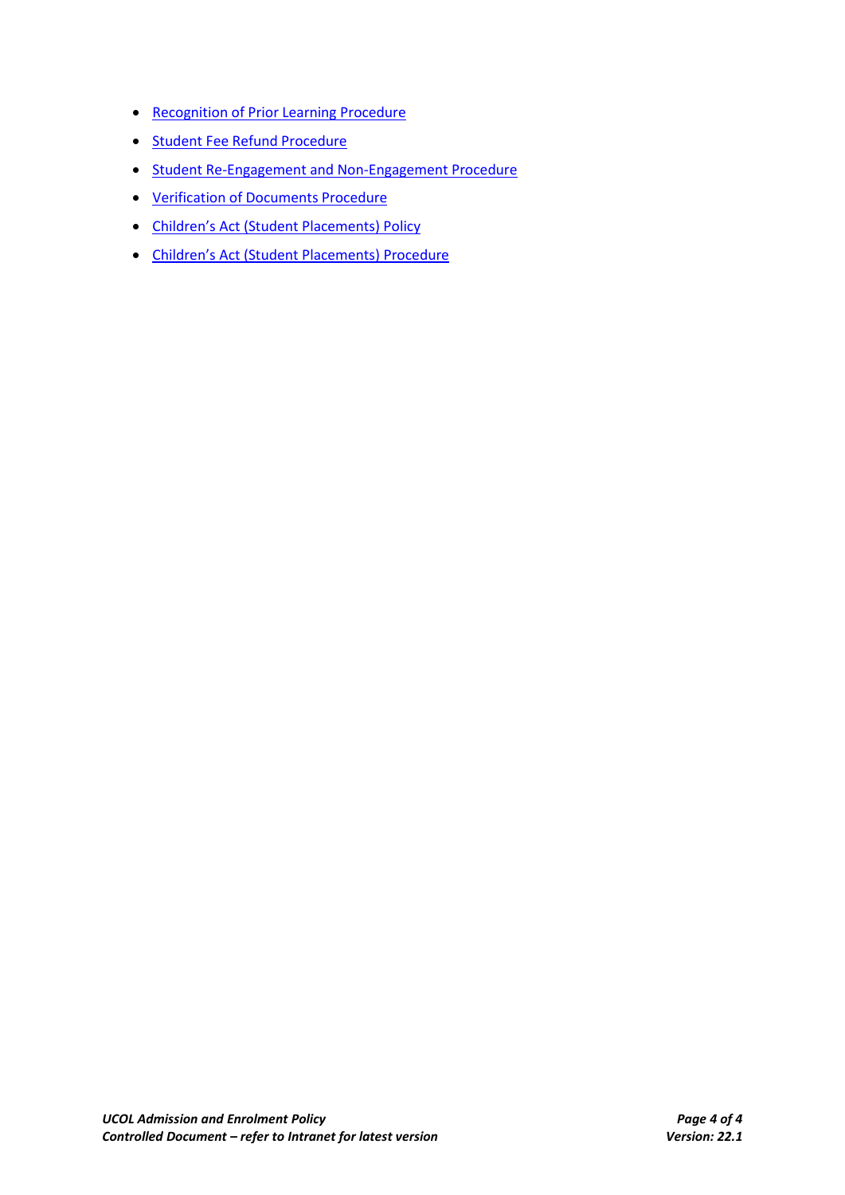- Recognition of Prior Learning Procedure
- Student Fee Refund Procedure
- Student Re-Engagement and Non-Engagement Procedure
- Verification of Documents Procedure
- Children's Act (Student Placements) Policy
- Children's Act (Student Placements) Procedure